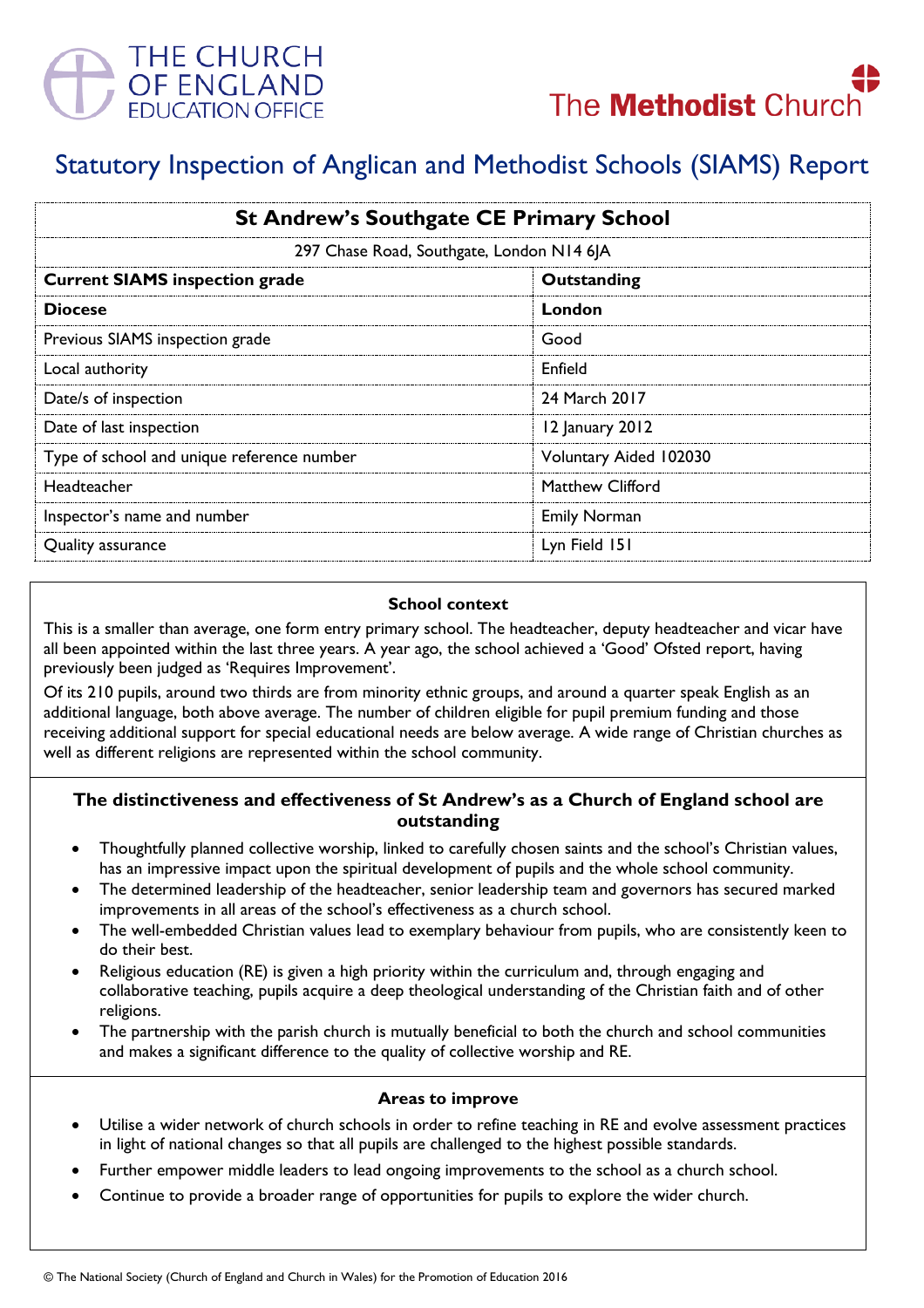THE CHURCH OF ENGLAND EDUCATION OFFICE

The Methodist Church

# Statutory Inspection of Anglican and Methodist Schools (SIAMS) Report

| St Andrew's Southgate CE Primary School | |
|---|---|
| 297 Chase Road, Southgate, London N14 6JA | |
| **Current SIAMS inspection grade** | **Outstanding** |
| **Diocese** | **London** |
| Previous SIAMS inspection grade | Good |
| Local authority | Enfield |
| Date/s of inspection | 24 March 2017 |
| Date of last inspection | 12 January 2012 |
| Type of school and unique reference number | Voluntary Aided 102030 |
| Headteacher | Matthew Clifford |
| Inspector's name and number | Emily Norman |
| Quality assurance | Lyn Field 151 |

### School context

This is a smaller than average, one form entry primary school. The headteacher, deputy headteacher and vicar have all been appointed within the last three years. A year ago, the school achieved a 'Good' Ofsted report, having previously been judged as 'Requires Improvement'.

Of its 210 pupils, around two thirds are from minority ethnic groups, and around a quarter speak English as an additional language, both above average. The number of children eligible for pupil premium funding and those receiving additional support for special educational needs are below average. A wide range of Christian churches as well as different religions are represented within the school community.

### The distinctiveness and effectiveness of St Andrew's as a Church of England school are outstanding

- Thoughtfully planned collective worship, linked to carefully chosen saints and the school's Christian values, has an impressive impact upon the spiritual development of pupils and the whole school community.
- The determined leadership of the headteacher, senior leadership team and governors has secured marked improvements in all areas of the school's effectiveness as a church school.
- The well-embedded Christian values lead to exemplary behaviour from pupils, who are consistently keen to do their best.
- Religious education (RE) is given a high priority within the curriculum and, through engaging and collaborative teaching, pupils acquire a deep theological understanding of the Christian faith and of other religions.
- The partnership with the parish church is mutually beneficial to both the church and school communities and makes a significant difference to the quality of collective worship and RE.

### Areas to improve

- Utilise a wider network of church schools in order to refine teaching in RE and evolve assessment practices in light of national changes so that all pupils are challenged to the highest possible standards.
- Further empower middle leaders to lead ongoing improvements to the school as a church school.
- Continue to provide a broader range of opportunities for pupils to explore the wider church.

© The National Society (Church of England and Church in Wales) for the Promotion of Education 2016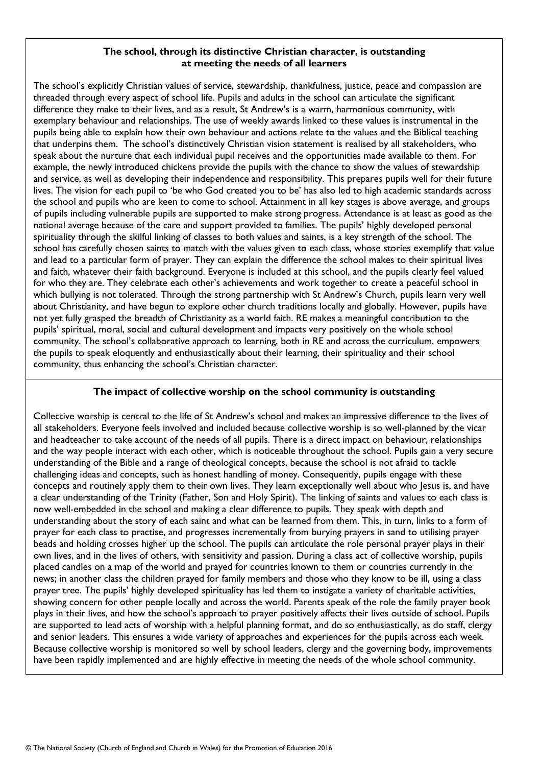**The school, through its distinctive Christian character, is outstanding at meeting the needs of all learners**

The school's explicitly Christian values of service, stewardship, thankfulness, justice, peace and compassion are threaded through every aspect of school life. Pupils and adults in the school can articulate the significant difference they make to their lives, and as a result, St Andrew's is a warm, harmonious community, with exemplary behaviour and relationships. The use of weekly awards linked to these values is instrumental in the pupils being able to explain how their own behaviour and actions relate to the values and the Biblical teaching that underpins them. The school's distinctively Christian vision statement is realised by all stakeholders, who speak about the nurture that each individual pupil receives and the opportunities made available to them. For example, the newly introduced chickens provide the pupils with the chance to show the values of stewardship and service, as well as developing their independence and responsibility. This prepares pupils well for their future lives. The vision for each pupil to 'be who God created you to be' has also led to high academic standards across the school and pupils who are keen to come to school. Attainment in all key stages is above average, and groups of pupils including vulnerable pupils are supported to make strong progress. Attendance is at least as good as the national average because of the care and support provided to families. The pupils' highly developed personal spirituality through the skilful linking of classes to both values and saints, is a key strength of the school. The school has carefully chosen saints to match with the values given to each class, whose stories exemplify that value and lead to a particular form of prayer. They can explain the difference the school makes to their spiritual lives and faith, whatever their faith background. Everyone is included at this school, and the pupils clearly feel valued for who they are. They celebrate each other's achievements and work together to create a peaceful school in which bullying is not tolerated. Through the strong partnership with St Andrew's Church, pupils learn very well about Christianity, and have begun to explore other church traditions locally and globally. However, pupils have not yet fully grasped the breadth of Christianity as a world faith. RE makes a meaningful contribution to the pupils' spiritual, moral, social and cultural development and impacts very positively on the whole school community. The school's collaborative approach to learning, both in RE and across the curriculum, empowers the pupils to speak eloquently and enthusiastically about their learning, their spirituality and their school community, thus enhancing the school's Christian character.

**The impact of collective worship on the school community is outstanding**

Collective worship is central to the life of St Andrew's school and makes an impressive difference to the lives of all stakeholders. Everyone feels involved and included because collective worship is so well-planned by the vicar and headteacher to take account of the needs of all pupils. There is a direct impact on behaviour, relationships and the way people interact with each other, which is noticeable throughout the school. Pupils gain a very secure understanding of the Bible and a range of theological concepts, because the school is not afraid to tackle challenging ideas and concepts, such as honest handling of money. Consequently, pupils engage with these concepts and routinely apply them to their own lives. They learn exceptionally well about who Jesus is, and have a clear understanding of the Trinity (Father, Son and Holy Spirit). The linking of saints and values to each class is now well-embedded in the school and making a clear difference to pupils. They speak with depth and understanding about the story of each saint and what can be learned from them. This, in turn, links to a form of prayer for each class to practise, and progresses incrementally from burying prayers in sand to utilising prayer beads and holding crosses higher up the school. The pupils can articulate the role personal prayer plays in their own lives, and in the lives of others, with sensitivity and passion. During a class act of collective worship, pupils placed candles on a map of the world and prayed for countries known to them or countries currently in the news; in another class the children prayed for family members and those who they know to be ill, using a class prayer tree. The pupils' highly developed spirituality has led them to instigate a variety of charitable activities, showing concern for other people locally and across the world. Parents speak of the role the family prayer book plays in their lives, and how the school's approach to prayer positively affects their lives outside of school. Pupils are supported to lead acts of worship with a helpful planning format, and do so enthusiastically, as do staff, clergy and senior leaders. This ensures a wide variety of approaches and experiences for the pupils across each week. Because collective worship is monitored so well by school leaders, clergy and the governing body, improvements have been rapidly implemented and are highly effective in meeting the needs of the whole school community.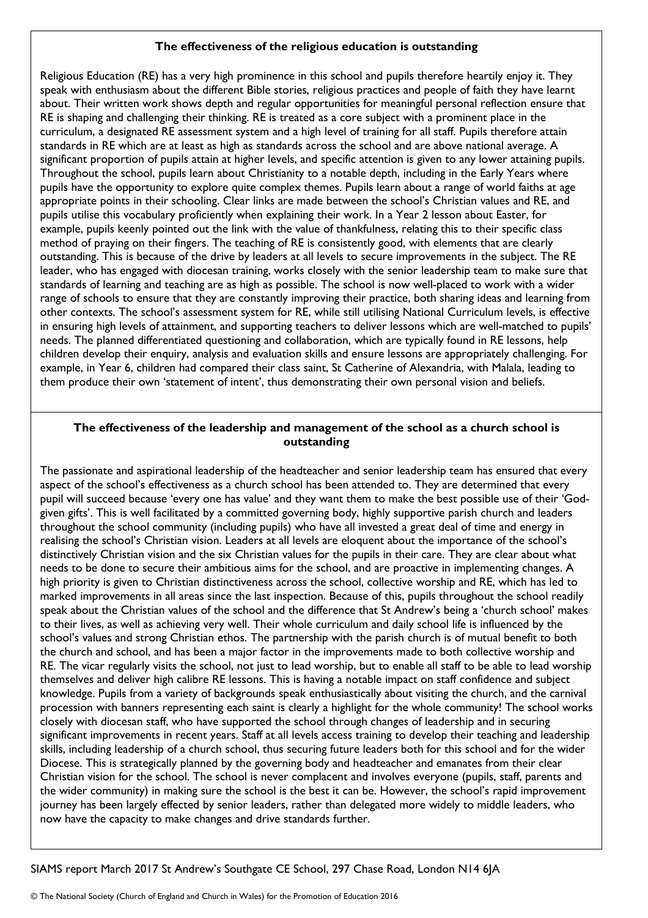### The effectiveness of the religious education is outstanding

Religious Education (RE) has a very high prominence in this school and pupils therefore heartily enjoy it. They speak with enthusiasm about the different Bible stories, religious practices and people of faith they have learnt about. Their written work shows depth and regular opportunities for meaningful personal reflection ensure that RE is shaping and challenging their thinking. RE is treated as a core subject with a prominent place in the curriculum, a designated RE assessment system and a high level of training for all staff. Pupils therefore attain standards in RE which are at least as high as standards across the school and are above national average. A significant proportion of pupils attain at higher levels, and specific attention is given to any lower attaining pupils. Throughout the school, pupils learn about Christianity to a notable depth, including in the Early Years where pupils have the opportunity to explore quite complex themes. Pupils learn about a range of world faiths at age appropriate points in their schooling. Clear links are made between the school's Christian values and RE, and pupils utilise this vocabulary proficiently when explaining their work. In a Year 2 lesson about Easter, for example, pupils keenly pointed out the link with the value of thankfulness, relating this to their specific class method of praying on their fingers. The teaching of RE is consistently good, with elements that are clearly outstanding. This is because of the drive by leaders at all levels to secure improvements in the subject. The RE leader, who has engaged with diocesan training, works closely with the senior leadership team to make sure that standards of learning and teaching are as high as possible. The school is now well-placed to work with a wider range of schools to ensure that they are constantly improving their practice, both sharing ideas and learning from other contexts. The school's assessment system for RE, while still utilising National Curriculum levels, is effective in ensuring high levels of attainment, and supporting teachers to deliver lessons which are well-matched to pupils' needs. The planned differentiated questioning and collaboration, which are typically found in RE lessons, help children develop their enquiry, analysis and evaluation skills and ensure lessons are appropriately challenging. For example, in Year 6, children had compared their class saint, St Catherine of Alexandria, with Malala, leading to them produce their own 'statement of intent', thus demonstrating their own personal vision and beliefs.

### The effectiveness of the leadership and management of the school as a church school is outstanding

The passionate and aspirational leadership of the headteacher and senior leadership team has ensured that every aspect of the school's effectiveness as a church school has been attended to. They are determined that every pupil will succeed because 'every one has value' and they want them to make the best possible use of their 'God-given gifts'. This is well facilitated by a committed governing body, highly supportive parish church and leaders throughout the school community (including pupils) who have all invested a great deal of time and energy in realising the school's Christian vision. Leaders at all levels are eloquent about the importance of the school's distinctively Christian vision and the six Christian values for the pupils in their care. They are clear about what needs to be done to secure their ambitious aims for the school, and are proactive in implementing changes. A high priority is given to Christian distinctiveness across the school, collective worship and RE, which has led to marked improvements in all areas since the last inspection. Because of this, pupils throughout the school readily speak about the Christian values of the school and the difference that St Andrew's being a 'church school' makes to their lives, as well as achieving very well. Their whole curriculum and daily school life is influenced by the school's values and strong Christian ethos. The partnership with the parish church is of mutual benefit to both the church and school, and has been a major factor in the improvements made to both collective worship and RE. The vicar regularly visits the school, not just to lead worship, but to enable all staff to be able to lead worship themselves and deliver high calibre RE lessons. This is having a notable impact on staff confidence and subject knowledge. Pupils from a variety of backgrounds speak enthusiastically about visiting the church, and the carnival procession with banners representing each saint is clearly a highlight for the whole community! The school works closely with diocesan staff, who have supported the school through changes of leadership and in securing significant improvements in recent years. Staff at all levels access training to develop their teaching and leadership skills, including leadership of a church school, thus securing future leaders both for this school and for the wider Diocese. This is strategically planned by the governing body and headteacher and emanates from their clear Christian vision for the school. The school is never complacent and involves everyone (pupils, staff, parents and the wider community) in making sure the school is the best it can be. However, the school's rapid improvement journey has been largely effected by senior leaders, rather than delegated more widely to middle leaders, who now have the capacity to make changes and drive standards further.

SIAMS report March 2017 St Andrew's Southgate CE School, 297 Chase Road, London N14 6JA

© The National Society (Church of England and Church in Wales) for the Promotion of Education 2016